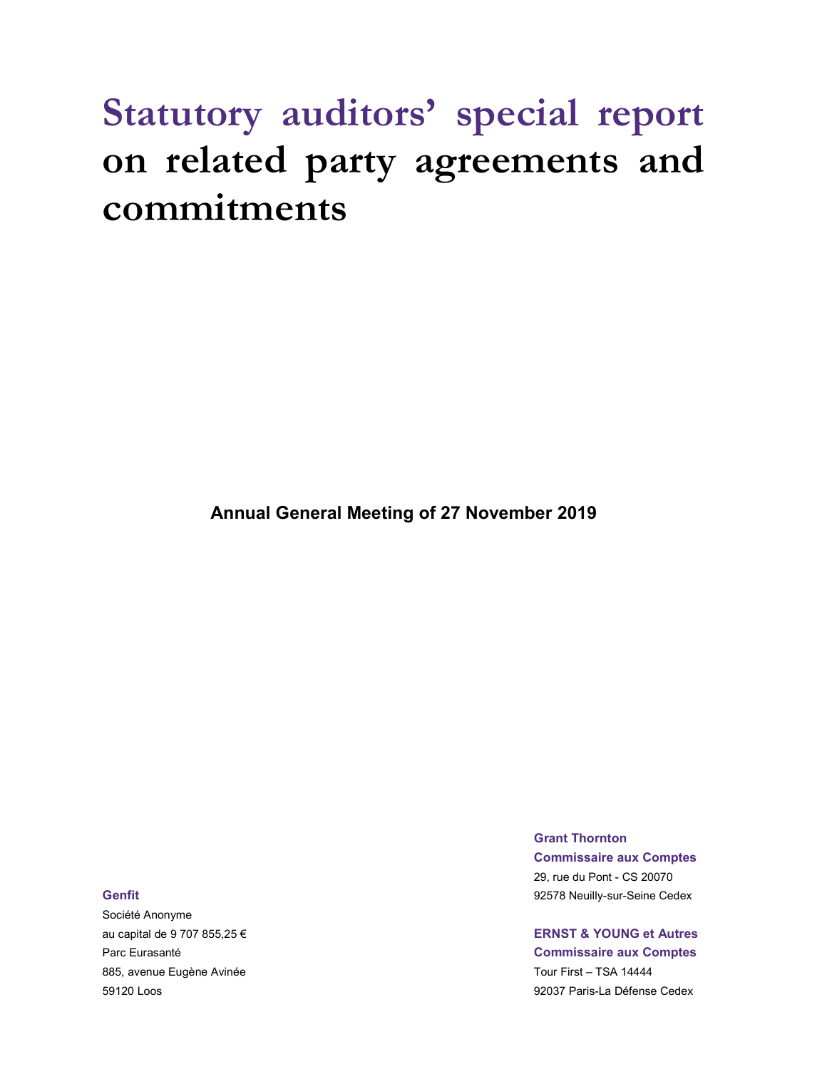# Statutory auditors' special report on related party agreements and commitments

**Annual General Meeting of 27 November 2019**

**Genfit**
Société Anonyme
au capital de 9 707 855,25 €
Parc Eurasanté
885, avenue Eugène Avinée
59120 Loos

**Grant Thornton**
**Commissaire aux Comptes**
29, rue du Pont - CS 20070
92578 Neuilly-sur-Seine Cedex

**ERNST & YOUNG et Autres**
**Commissaire aux Comptes**
Tour First – TSA 14444
92037 Paris-La Défense Cedex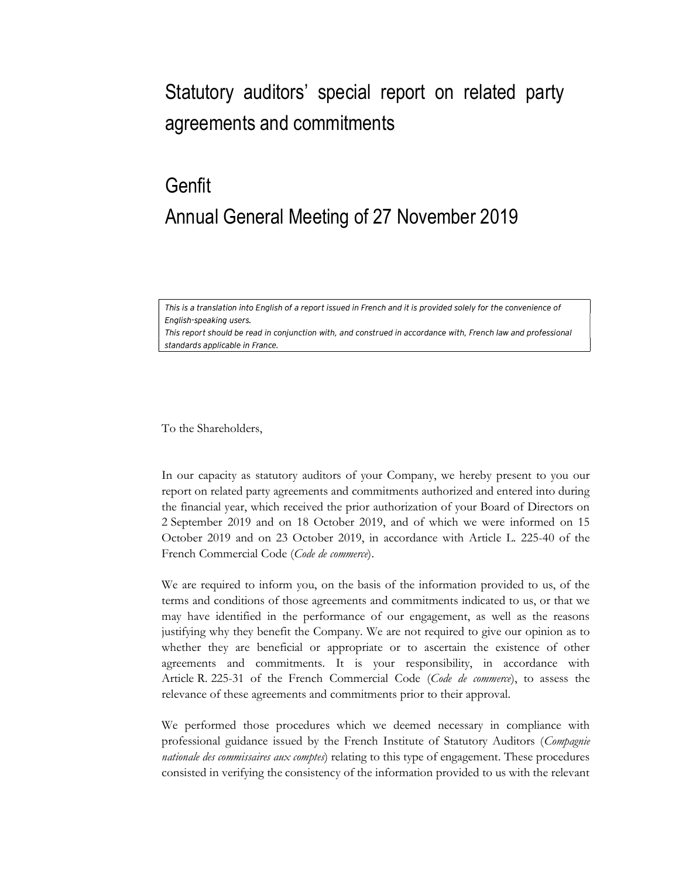# Statutory auditors' special report on related party agreements and commitments

## Genfit

## Annual General Meeting of 27 November 2019

*This is a translation into English of a report issued in French and it is provided solely for the convenience of English-speaking users.*
*This report should be read in conjunction with, and construed in accordance with, French law and professional standards applicable in France.*

To the Shareholders,

In our capacity as statutory auditors of your Company, we hereby present to you our report on related party agreements and commitments authorized and entered into during the financial year, which received the prior authorization of your Board of Directors on 2 September 2019 and on 18 October 2019, and of which we were informed on 15 October 2019 and on 23 October 2019, in accordance with Article L. 225-40 of the French Commercial Code (*Code de commerce*).

We are required to inform you, on the basis of the information provided to us, of the terms and conditions of those agreements and commitments indicated to us, or that we may have identified in the performance of our engagement, as well as the reasons justifying why they benefit the Company. We are not required to give our opinion as to whether they are beneficial or appropriate or to ascertain the existence of other agreements and commitments. It is your responsibility, in accordance with Article R. 225-31 of the French Commercial Code (*Code de commerce*), to assess the relevance of these agreements and commitments prior to their approval.

We performed those procedures which we deemed necessary in compliance with professional guidance issued by the French Institute of Statutory Auditors (*Compagnie nationale des commissaires aux comptes*) relating to this type of engagement. These procedures consisted in verifying the consistency of the information provided to us with the relevant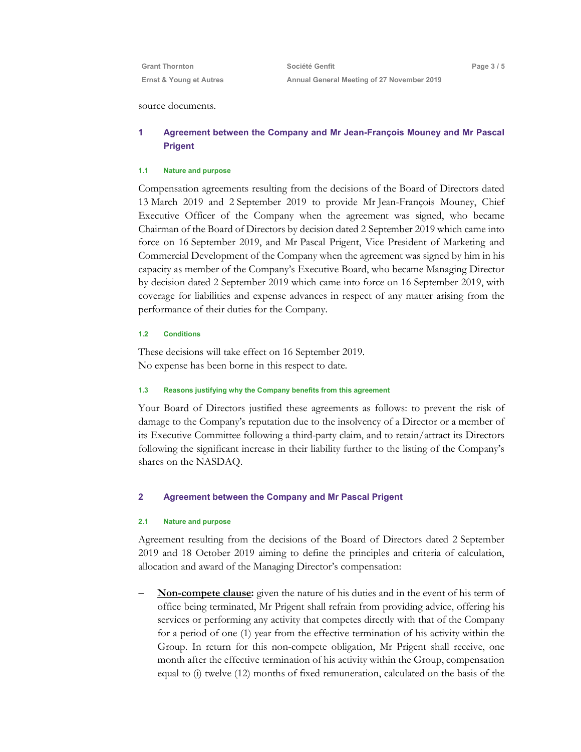source documents.

## 1 Agreement between the Company and Mr Jean-François Mouney and Mr Pascal Prigent

### 1.1 Nature and purpose

Compensation agreements resulting from the decisions of the Board of Directors dated 13 March 2019 and 2 September 2019 to provide Mr Jean-François Mouney, Chief Executive Officer of the Company when the agreement was signed, who became Chairman of the Board of Directors by decision dated 2 September 2019 which came into force on 16 September 2019, and Mr Pascal Prigent, Vice President of Marketing and Commercial Development of the Company when the agreement was signed by him in his capacity as member of the Company's Executive Board, who became Managing Director by decision dated 2 September 2019 which came into force on 16 September 2019, with coverage for liabilities and expense advances in respect of any matter arising from the performance of their duties for the Company.

### 1.2 Conditions

These decisions will take effect on 16 September 2019.
No expense has been borne in this respect to date.

### 1.3 Reasons justifying why the Company benefits from this agreement

Your Board of Directors justified these agreements as follows: to prevent the risk of damage to the Company's reputation due to the insolvency of a Director or a member of its Executive Committee following a third-party claim, and to retain/attract its Directors following the significant increase in their liability further to the listing of the Company's shares on the NASDAQ.

## 2 Agreement between the Company and Mr Pascal Prigent

### 2.1 Nature and purpose

Agreement resulting from the decisions of the Board of Directors dated 2 September 2019 and 18 October 2019 aiming to define the principles and criteria of calculation, allocation and award of the Managing Director's compensation:

- **Non-compete clause:** given the nature of his duties and in the event of his term of office being terminated, Mr Prigent shall refrain from providing advice, offering his services or performing any activity that competes directly with that of the Company for a period of one (1) year from the effective termination of his activity within the Group. In return for this non-compete obligation, Mr Prigent shall receive, one month after the effective termination of his activity within the Group, compensation equal to (i) twelve (12) months of fixed remuneration, calculated on the basis of the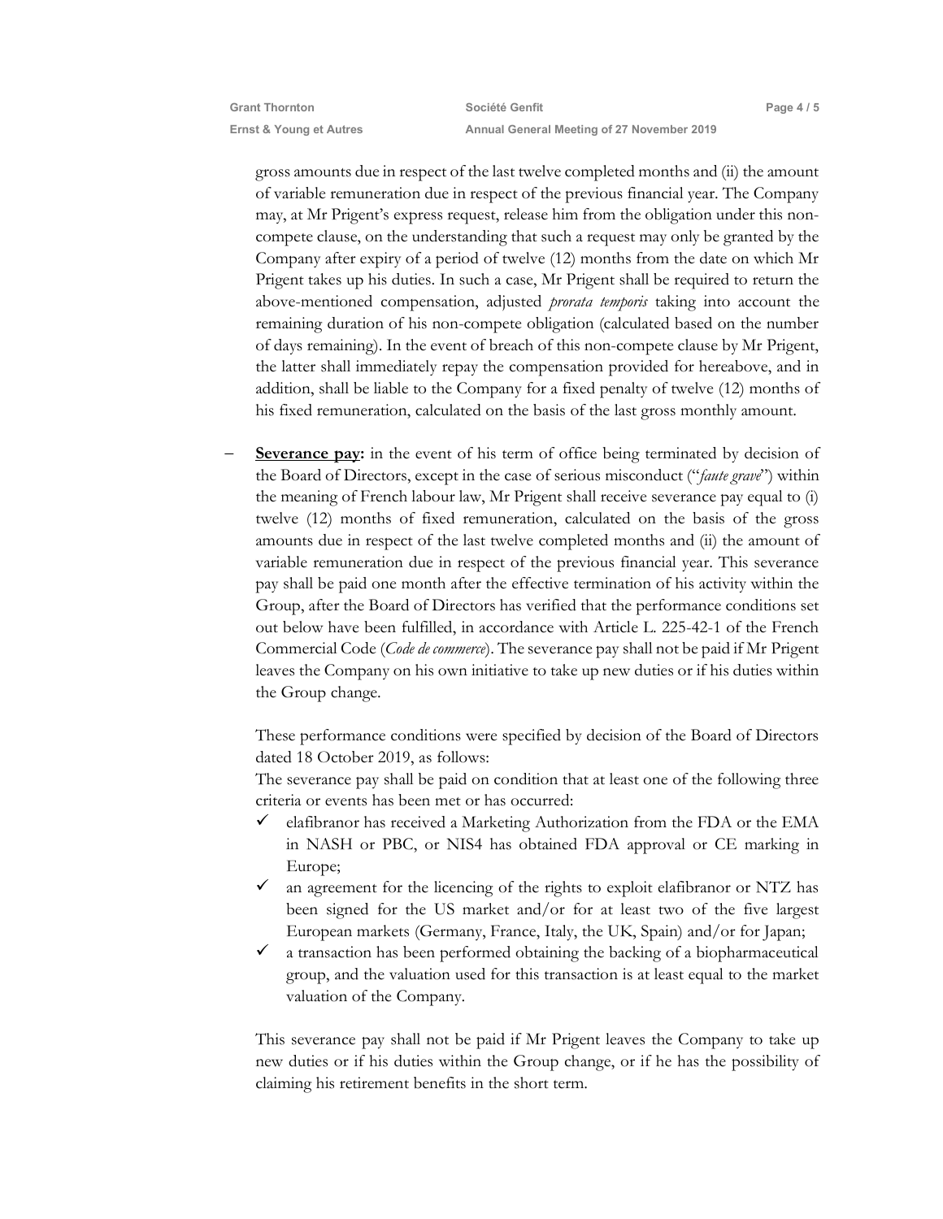gross amounts due in respect of the last twelve completed months and (ii) the amount of variable remuneration due in respect of the previous financial year. The Company may, at Mr Prigent's express request, release him from the obligation under this non-compete clause, on the understanding that such a request may only be granted by the Company after expiry of a period of twelve (12) months from the date on which Mr Prigent takes up his duties. In such a case, Mr Prigent shall be required to return the above-mentioned compensation, adjusted *prorata temporis* taking into account the remaining duration of his non-compete obligation (calculated based on the number of days remaining). In the event of breach of this non-compete clause by Mr Prigent, the latter shall immediately repay the compensation provided for hereabove, and in addition, shall be liable to the Company for a fixed penalty of twelve (12) months of his fixed remuneration, calculated on the basis of the last gross monthly amount.

- **Severance pay:** in the event of his term of office being terminated by decision of the Board of Directors, except in the case of serious misconduct ("*faute grave*") within the meaning of French labour law, Mr Prigent shall receive severance pay equal to (i) twelve (12) months of fixed remuneration, calculated on the basis of the gross amounts due in respect of the last twelve completed months and (ii) the amount of variable remuneration due in respect of the previous financial year. This severance pay shall be paid one month after the effective termination of his activity within the Group, after the Board of Directors has verified that the performance conditions set out below have been fulfilled, in accordance with Article L. 225-42-1 of the French Commercial Code (*Code de commerce*). The severance pay shall not be paid if Mr Prigent leaves the Company on his own initiative to take up new duties or if his duties within the Group change.

  These performance conditions were specified by decision of the Board of Directors dated 18 October 2019, as follows:
  The severance pay shall be paid on condition that at least one of the following three criteria or events has been met or has occurred:
  - ✓ elafibranor has received a Marketing Authorization from the FDA or the EMA in NASH or PBC, or NIS4 has obtained FDA approval or CE marking in Europe;
  - ✓ an agreement for the licencing of the rights to exploit elafibranor or NTZ has been signed for the US market and/or for at least two of the five largest European markets (Germany, France, Italy, the UK, Spain) and/or for Japan;
  - ✓ a transaction has been performed obtaining the backing of a biopharmaceutical group, and the valuation used for this transaction is at least equal to the market valuation of the Company.

  This severance pay shall not be paid if Mr Prigent leaves the Company to take up new duties or if his duties within the Group change, or if he has the possibility of claiming his retirement benefits in the short term.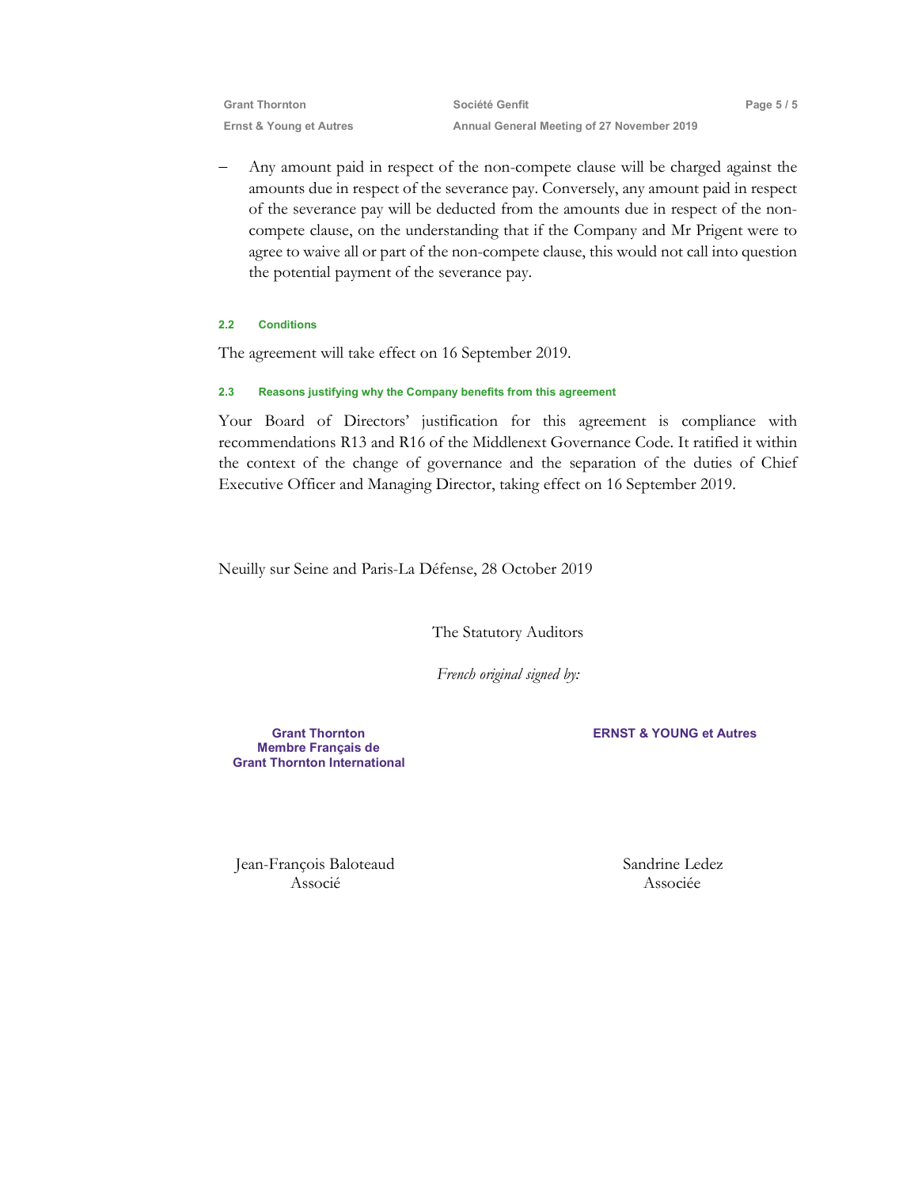- Any amount paid in respect of the non-compete clause will be charged against the amounts due in respect of the severance pay. Conversely, any amount paid in respect of the severance pay will be deducted from the amounts due in respect of the non-compete clause, on the understanding that if the Company and Mr Prigent were to agree to waive all or part of the non-compete clause, this would not call into question the potential payment of the severance pay.

#### 2.2 Conditions

The agreement will take effect on 16 September 2019.

#### 2.3 Reasons justifying why the Company benefits from this agreement

Your Board of Directors' justification for this agreement is compliance with recommendations R13 and R16 of the Middlenext Governance Code. It ratified it within the context of the change of governance and the separation of the duties of Chief Executive Officer and Managing Director, taking effect on 16 September 2019.

Neuilly sur Seine and Paris-La Défense, 28 October 2019

The Statutory Auditors

*French original signed by:*

**Grant Thornton**
**Membre Français de**
**Grant Thornton International**

Jean-François Baloteaud
Associé

**ERNST & YOUNG et Autres**

Sandrine Ledez
Associée